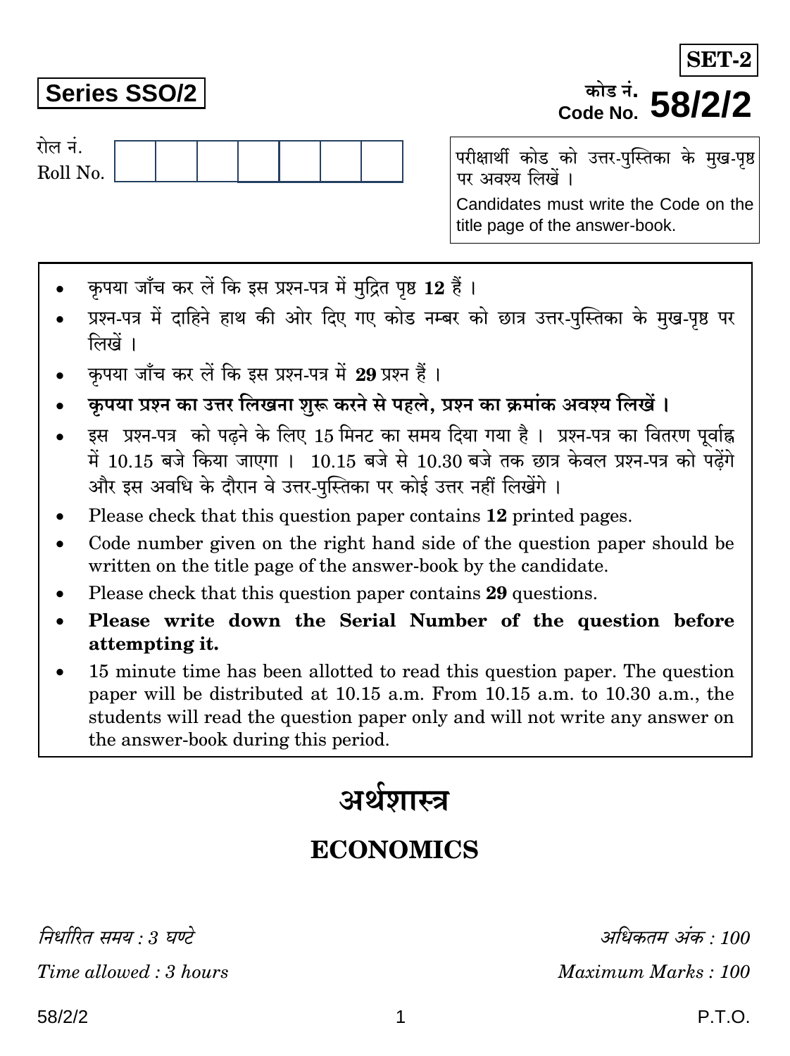**SET-2**

**Series SSO/2**

कोड नं.
Code No. **58/2/2**

रोल नं.
Roll No.

| | | | | | | |
|---|---|---|---|---|---|---|
| | | | | | | |

परीक्षार्थी कोड को उत्तर-पुस्तिका के मुख-पृष्ठ पर अवश्य लिखें ।

Candidates must write the Code on the title page of the answer-book.

- कृपया जाँच कर लें कि इस प्रश्न-पत्र में मुद्रित पृष्ठ **12** हैं ।
- प्रश्न-पत्र में दाहिने हाथ की ओर दिए गए कोड नम्बर को छात्र उत्तर-पुस्तिका के मुख-पृष्ठ पर लिखें ।
- कृपया जाँच कर लें कि इस प्रश्न-पत्र में **29** प्रश्न हैं ।
- **कृपया प्रश्न का उत्तर लिखना शुरू करने से पहले, प्रश्न का क्रमांक अवश्य लिखें ।**
- इस प्रश्न-पत्र को पढ़ने के लिए 15 मिनट का समय दिया गया है । प्रश्न-पत्र का वितरण पूर्वाह्न में 10.15 बजे किया जाएगा । 10.15 बजे से 10.30 बजे तक छात्र केवल प्रश्न-पत्र को पढ़ेंगे और इस अवधि के दौरान वे उत्तर-पुस्तिका पर कोई उत्तर नहीं लिखेंगे ।
- Please check that this question paper contains **12** printed pages.
- Code number given on the right hand side of the question paper should be written on the title page of the answer-book by the candidate.
- Please check that this question paper contains **29** questions.
- **Please write down the Serial Number of the question before attempting it.**
- 15 minute time has been allotted to read this question paper. The question paper will be distributed at 10.15 a.m. From 10.15 a.m. to 10.30 a.m., the students will read the question paper only and will not write any answer on the answer-book during this period.

# अर्थशास्त्र

# ECONOMICS

*निर्धारित समय : 3 घण्टे* | *अधिकतम अंक : 100*

*Time allowed : 3 hours* | *Maximum Marks : 100*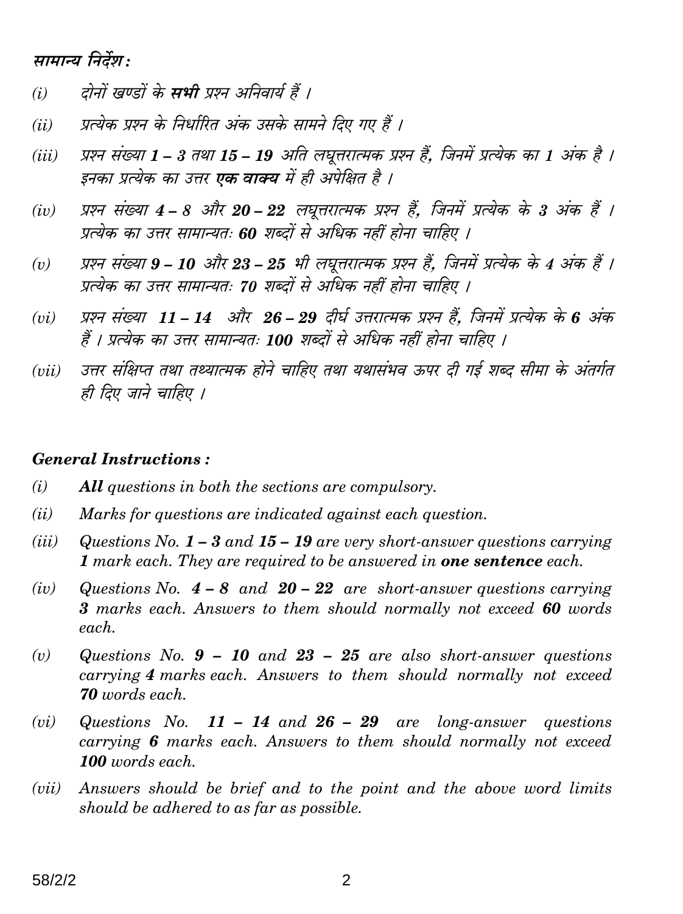***सामान्य निर्देश :***

*(i)* *दोनों खण्डों के **सभी** प्रश्न अनिवार्य हैं ।*

*(ii)* *प्रत्येक प्रश्न के निर्धारित अंक उसके सामने दिए गए हैं ।*

*(iii)* *प्रश्न संख्या **1 – 3** तथा **15 – 19** अति लघूत्तरात्मक प्रश्न हैं, जिनमें प्रत्येक का **1** अंक है । इनका प्रत्येक का उत्तर **एक वाक्य** में ही अपेक्षित है ।*

*(iv)* *प्रश्न संख्या **4 – 8** और **20 – 22** लघूत्तरात्मक प्रश्न हैं, जिनमें प्रत्येक के **3** अंक हैं । प्रत्येक का उत्तर सामान्यतः **60** शब्दों से अधिक नहीं होना चाहिए ।*

*(v)* *प्रश्न संख्या **9 – 10** और **23 – 25** भी लघूत्तरात्मक प्रश्न हैं, जिनमें प्रत्येक के **4** अंक हैं । प्रत्येक का उत्तर सामान्यतः **70** शब्दों से अधिक नहीं होना चाहिए ।*

*(vi)* *प्रश्न संख्या **11 – 14** और **26 – 29** दीर्घ उत्तरात्मक प्रश्न हैं, जिनमें प्रत्येक के **6** अंक हैं । प्रत्येक का उत्तर सामान्यतः **100** शब्दों से अधिक नहीं होना चाहिए ।*

*(vii)* *उत्तर संक्षिप्त तथा तथ्यात्मक होने चाहिए तथा यथासंभव ऊपर दी गई शब्द सीमा के अंतर्गत ही दिए जाने चाहिए ।*

***General Instructions :***

*(i)* ***All** questions in both the sections are compulsory.*

*(ii)* *Marks for questions are indicated against each question.*

*(iii)* *Questions No. **1 – 3** and **15 – 19** are very short-answer questions carrying **1** mark each. They are required to be answered in **one sentence** each.*

*(iv)* *Questions No. **4 – 8** and **20 – 22** are short-answer questions carrying **3** marks each. Answers to them should normally not exceed **60** words each.*

*(v)* *Questions No. **9 – 10** and **23 – 25** are also short-answer questions carrying **4** marks each. Answers to them should normally not exceed **70** words each.*

*(vi)* *Questions No. **11 – 14** and **26 – 29** are long-answer questions carrying **6** marks each. Answers to them should normally not exceed **100** words each.*

*(vii)* *Answers should be brief and to the point and the above word limits should be adhered to as far as possible.*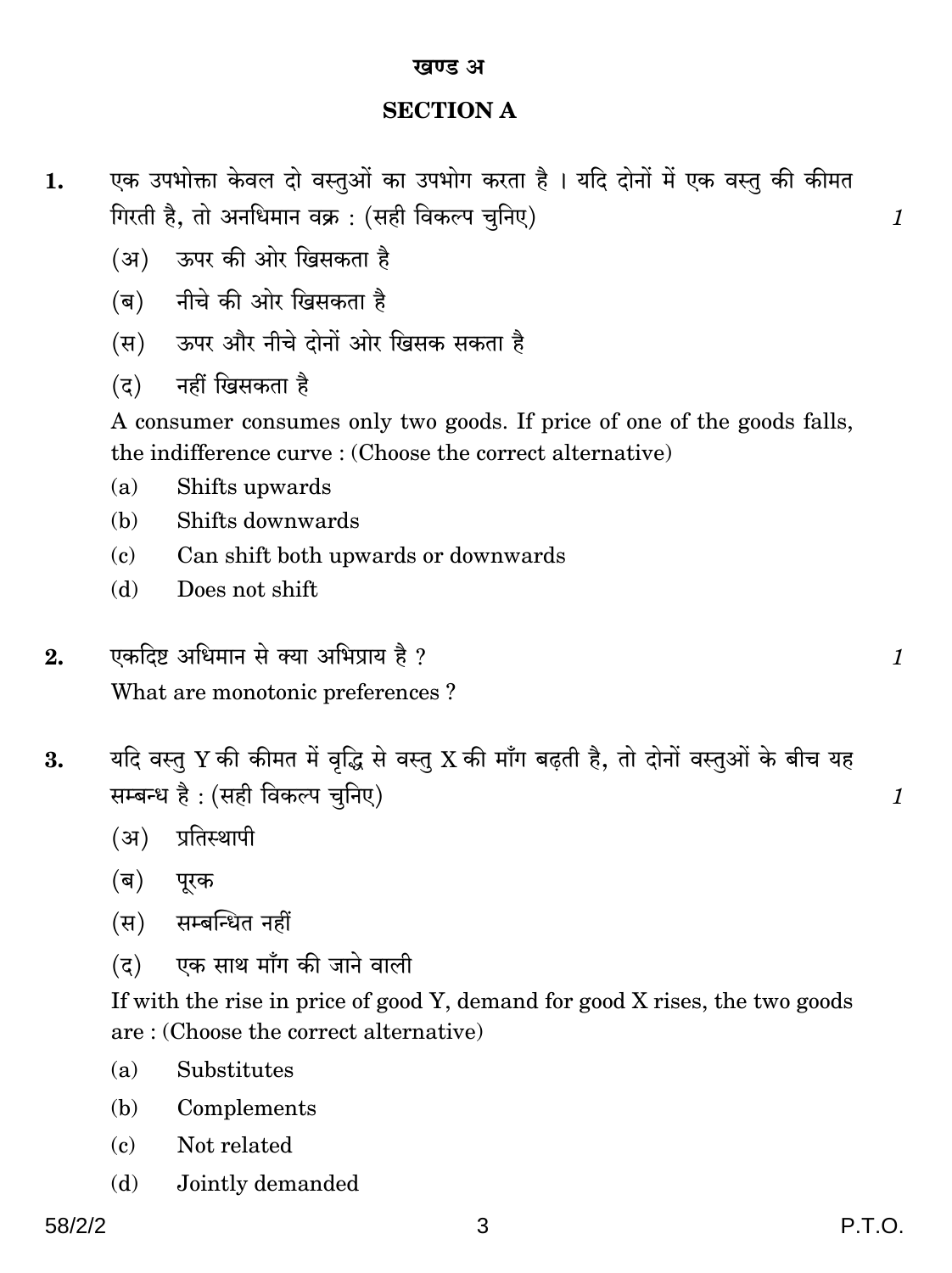## खण्ड अ

## SECTION A

**1.** एक उपभोक्ता केवल दो वस्तुओं का उपभोग करता है । यदि दोनों में एक वस्तु की कीमत गिरती है, तो अनधिमान वक्र : (सही विकल्प चुनिए) *1*

(अ) ऊपर की ओर खिसकता है

(ब) नीचे की ओर खिसकता है

(स) ऊपर और नीचे दोनों ओर खिसक सकता है

(द) नहीं खिसकता है

A consumer consumes only two goods. If price of one of the goods falls, the indifference curve : (Choose the correct alternative)

(a) Shifts upwards

(b) Shifts downwards

(c) Can shift both upwards or downwards

(d) Does not shift

**2.** एकदिष्ट अधिमान से क्या अभिप्राय है ? *1*

What are monotonic preferences ?

**3.** यदि वस्तु Y की कीमत में वृद्धि से वस्तु X की माँग बढ़ती है, तो दोनों वस्तुओं के बीच यह सम्बन्ध है : (सही विकल्प चुनिए) *1*

(अ) प्रतिस्थापी

(ब) पूरक

(स) सम्बन्धित नहीं

(द) एक साथ माँग की जाने वाली

If with the rise in price of good Y, demand for good X rises, the two goods are : (Choose the correct alternative)

(a) Substitutes

(b) Complements

(c) Not related

(d) Jointly demanded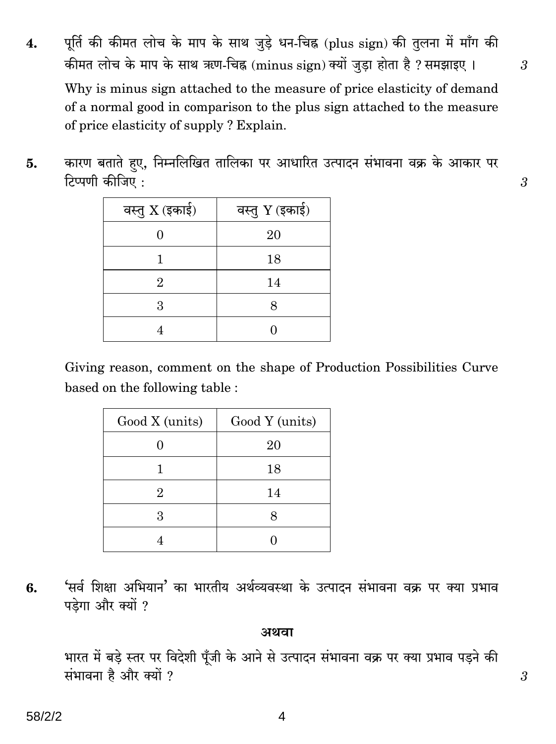4. पूर्ति की कीमत लोच के माप के साथ जुड़े धन-चिह्न (plus sign) की तुलना में माँग की कीमत लोच के माप के साथ ऋण-चिह्न (minus sign) क्यों जुड़ा होता है ? समझाइए । 3

Why is minus sign attached to the measure of price elasticity of demand of a normal good in comparison to the plus sign attached to the measure of price elasticity of supply ? Explain.

5. कारण बताते हुए, निम्नलिखित तालिका पर आधारित उत्पादन संभावना वक्र के आकार पर टिप्पणी कीजिए : 3

| वस्तु X (इकाई) | वस्तु Y (इकाई) |
|---|---|
| 0 | 20 |
| 1 | 18 |
| 2 | 14 |
| 3 | 8 |
| 4 | 0 |

Giving reason, comment on the shape of Production Possibilities Curve based on the following table :

| Good X (units) | Good Y (units) |
|---|---|
| 0 | 20 |
| 1 | 18 |
| 2 | 14 |
| 3 | 8 |
| 4 | 0 |

6. 'सर्व शिक्षा अभियान' का भारतीय अर्थव्यवस्था के उत्पादन संभावना वक्र पर क्या प्रभाव पड़ेगा और क्यों ?

**अथवा**

भारत में बड़े स्तर पर विदेशी पूँजी के आने से उत्पादन संभावना वक्र पर क्या प्रभाव पड़ने की संभावना है और क्यों ? 3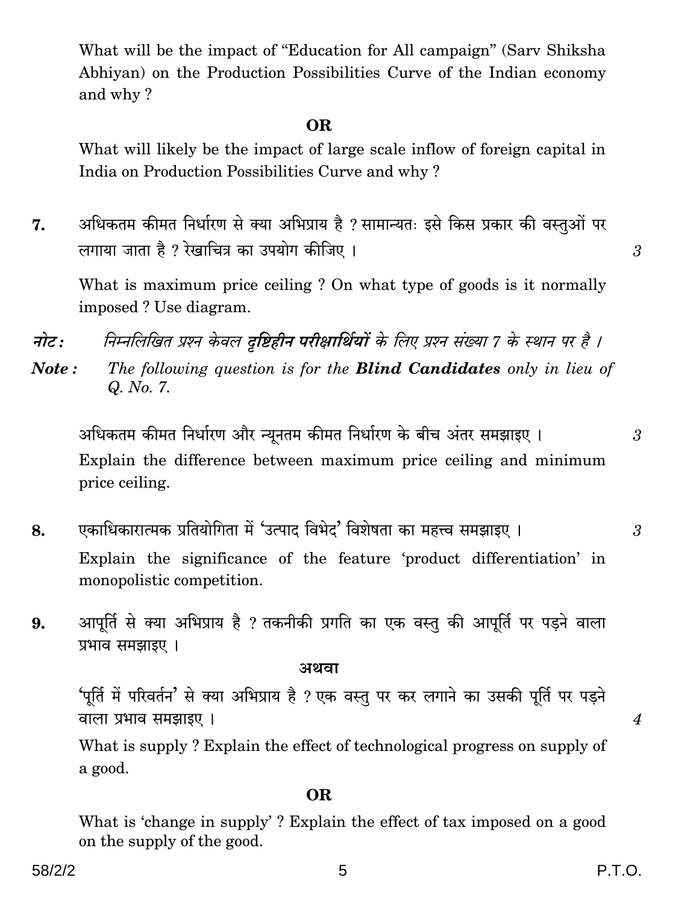What will be the impact of "Education for All campaign" (Sarv Shiksha Abhiyan) on the Production Possibilities Curve of the Indian economy and why ?

**OR**

What will likely be the impact of large scale inflow of foreign capital in India on Production Possibilities Curve and why ?

7. अधिकतम कीमत निर्धारण से क्या अभिप्राय है ? सामान्यतः इसे किस प्रकार की वस्तुओं पर लगाया जाता है ? रेखाचित्र का उपयोग कीजिए । 3

What is maximum price ceiling ? On what type of goods is it normally imposed ? Use diagram.

*नोट : निम्नलिखित प्रश्न केवल **दृष्टिहीन परीक्षार्थियों** के लिए प्रश्न संख्या 7 के स्थान पर है ।*

***Note :*** *The following question is for the **Blind Candidates** only in lieu of Q. No. 7.*

अधिकतम कीमत निर्धारण और न्यूनतम कीमत निर्धारण के बीच अंतर समझाइए । 3

Explain the difference between maximum price ceiling and minimum price ceiling.

8. एकाधिकारात्मक प्रतियोगिता में 'उत्पाद विभेद' विशेषता का महत्त्व समझाइए । 3

Explain the significance of the feature 'product differentiation' in monopolistic competition.

9. आपूर्ति से क्या अभिप्राय है ? तकनीकी प्रगति का एक वस्तु की आपूर्ति पर पड़ने वाला प्रभाव समझाइए ।

**अथवा**

'पूर्ति में परिवर्तन' से क्या अभिप्राय है ? एक वस्तु पर कर लगाने का उसकी पूर्ति पर पड़ने वाला प्रभाव समझाइए । 4

What is supply ? Explain the effect of technological progress on supply of a good.

**OR**

What is 'change in supply' ? Explain the effect of tax imposed on a good on the supply of the good.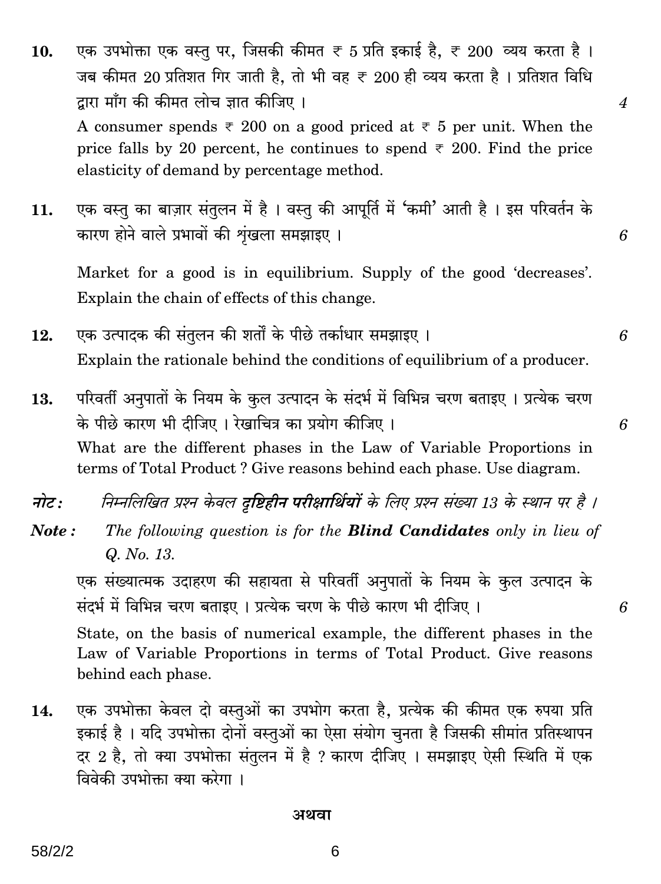**10.** एक उपभोक्ता एक वस्तु पर, जिसकी कीमत ₹ 5 प्रति इकाई है, ₹ 200 व्यय करता है। जब कीमत 20 प्रतिशत गिर जाती है, तो भी वह ₹ 200 ही व्यय करता है। प्रतिशत विधि द्वारा माँग की कीमत लोच ज्ञात कीजिए। *4*

A consumer spends ₹ 200 on a good priced at ₹ 5 per unit. When the price falls by 20 percent, he continues to spend ₹ 200. Find the price elasticity of demand by percentage method.

**11.** एक वस्तु का बाज़ार संतुलन में है। वस्तु की आपूर्ति में 'कमी' आती है। इस परिवर्तन के कारण होने वाले प्रभावों की शृंखला समझाइए। *6*

Market for a good is in equilibrium. Supply of the good 'decreases'. Explain the chain of effects of this change.

**12.** एक उत्पादक की संतुलन की शर्तों के पीछे तर्काधार समझाइए। *6*

Explain the rationale behind the conditions of equilibrium of a producer.

**13.** परिवर्ती अनुपातों के नियम के कुल उत्पादन के संदर्भ में विभिन्न चरण बताइए। प्रत्येक चरण के पीछे कारण भी दीजिए। रेखाचित्र का प्रयोग कीजिए। *6*

What are the different phases in the Law of Variable Proportions in terms of Total Product ? Give reasons behind each phase. Use diagram.

*नोट :* *निम्नलिखित प्रश्न केवल **दृष्टिहीन परीक्षार्थियों** के लिए प्रश्न संख्या 13 के स्थान पर है।*

***Note :*** *The following question is for the **Blind Candidates** only in lieu of Q. No. 13.*

एक संख्यात्मक उदाहरण की सहायता से परिवर्ती अनुपातों के नियम के कुल उत्पादन के संदर्भ में विभिन्न चरण बताइए। प्रत्येक चरण के पीछे कारण भी दीजिए। *6*

State, on the basis of numerical example, the different phases in the Law of Variable Proportions in terms of Total Product. Give reasons behind each phase.

**14.** एक उपभोक्ता केवल दो वस्तुओं का उपभोग करता है, प्रत्येक की कीमत एक रुपया प्रति इकाई है। यदि उपभोक्ता दोनों वस्तुओं का ऐसा संयोग चुनता है जिसकी सीमांत प्रतिस्थापन दर 2 है, तो क्या उपभोक्ता संतुलन में है ? कारण दीजिए। समझाइए ऐसी स्थिति में एक विवेकी उपभोक्ता क्या करेगा।

**अथवा**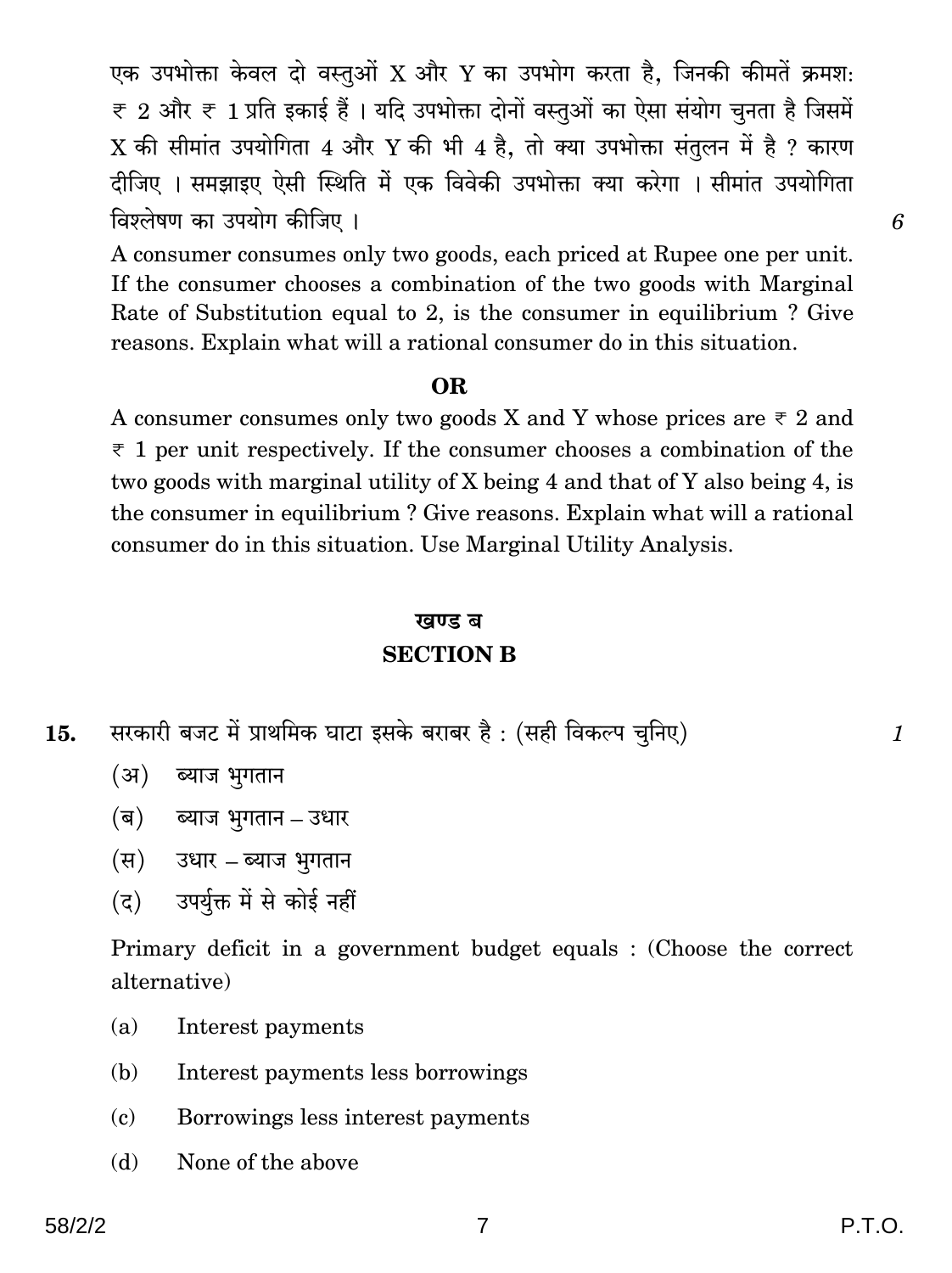एक उपभोक्ता केवल दो वस्तुओं X और Y का उपभोग करता है, जिनकी कीमतें क्रमशः ₹ 2 और ₹ 1 प्रति इकाई हैं । यदि उपभोक्ता दोनों वस्तुओं का ऐसा संयोग चुनता है जिसमें X की सीमांत उपयोगिता 4 और Y की भी 4 है, तो क्या उपभोक्ता संतुलन में है ? कारण दीजिए । समझाइए ऐसी स्थिति में एक विवेकी उपभोक्ता क्या करेगा । सीमांत उपयोगिता विश्लेषण का उपयोग कीजिए । *6*

A consumer consumes only two goods, each priced at Rupee one per unit. If the consumer chooses a combination of the two goods with Marginal Rate of Substitution equal to 2, is the consumer in equilibrium ? Give reasons. Explain what will a rational consumer do in this situation.

**OR**

A consumer consumes only two goods X and Y whose prices are ₹ 2 and ₹ 1 per unit respectively. If the consumer chooses a combination of the two goods with marginal utility of X being 4 and that of Y also being 4, is the consumer in equilibrium ? Give reasons. Explain what will a rational consumer do in this situation. Use Marginal Utility Analysis.

## खण्ड ब
## SECTION B

**15.** सरकारी बजट में प्राथमिक घाटा इसके बराबर है : (सही विकल्प चुनिए) *1*

(अ) ब्याज भुगतान

(ब) ब्याज भुगतान – उधार

(स) उधार – ब्याज भुगतान

(द) उपर्युक्त में से कोई नहीं

Primary deficit in a government budget equals : (Choose the correct alternative)

(a) Interest payments

(b) Interest payments less borrowings

(c) Borrowings less interest payments

(d) None of the above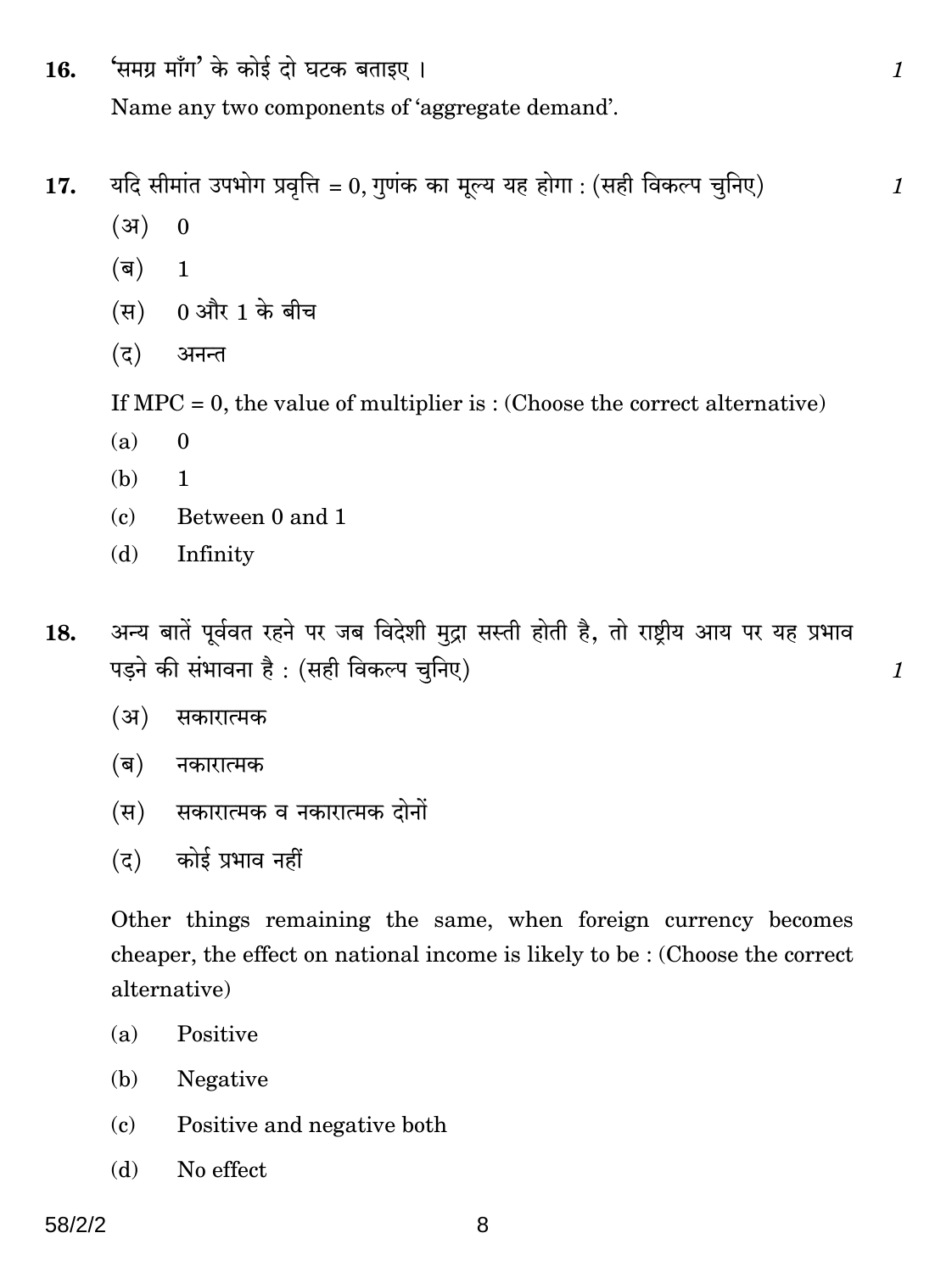16. 'समग्र माँग' के कोई दो घटक बताइए । *1*

Name any two components of 'aggregate demand'.

17. यदि सीमांत उपभोग प्रवृत्ति = 0, गुणंक का मूल्य यह होगा : (सही विकल्प चुनिए) *1*

(अ) 0

(ब) 1

(स) 0 और 1 के बीच

(द) अनन्त

If MPC = 0, the value of multiplier is : (Choose the correct alternative)

(a) 0

(b) 1

(c) Between 0 and 1

(d) Infinity

18. अन्य बातें पूर्ववत रहने पर जब विदेशी मुद्रा सस्ती होती है, तो राष्ट्रीय आय पर यह प्रभाव पड़ने की संभावना है : (सही विकल्प चुनिए) *1*

(अ) सकारात्मक

(ब) नकारात्मक

(स) सकारात्मक व नकारात्मक दोनों

(द) कोई प्रभाव नहीं

Other things remaining the same, when foreign currency becomes cheaper, the effect on national income is likely to be : (Choose the correct alternative)

(a) Positive

(b) Negative

(c) Positive and negative both

(d) No effect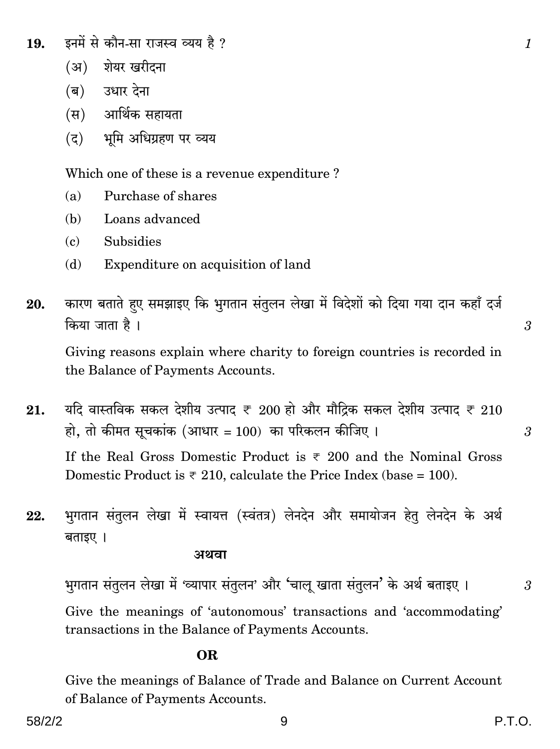19. इनमें से कौन-सा राजस्व व्यय है ? *1*

(अ) शेयर खरीदना

(ब) उधार देना

(स) आर्थिक सहायता

(द) भूमि अधिग्रहण पर व्यय

Which one of these is a revenue expenditure ?

(a) Purchase of shares

(b) Loans advanced

(c) Subsidies

(d) Expenditure on acquisition of land

20. कारण बताते हुए समझाइए कि भुगतान संतुलन लेखा में विदेशों को दिया गया दान कहाँ दर्ज किया जाता है । *3*

Giving reasons explain where charity to foreign countries is recorded in the Balance of Payments Accounts.

21. यदि वास्तविक सकल देशीय उत्पाद ₹ 200 हो और मौद्रिक सकल देशीय उत्पाद ₹ 210 हो, तो कीमत सूचकांक (आधार = 100) का परिकलन कीजिए । *3*

If the Real Gross Domestic Product is ₹ 200 and the Nominal Gross Domestic Product is ₹ 210, calculate the Price Index (base = 100).

22. भुगतान संतुलन लेखा में स्वायत्त (स्वंतत्र) लेनदेन और समायोजन हेतु लेनदेन के अर्थ बताइए ।

**अथवा**

भुगतान संतुलन लेखा में 'व्यापार संतुलन' और 'चालू खाता संतुलन' के अर्थ बताइए । *3*

Give the meanings of 'autonomous' transactions and 'accommodating' transactions in the Balance of Payments Accounts.

**OR**

Give the meanings of Balance of Trade and Balance on Current Account of Balance of Payments Accounts.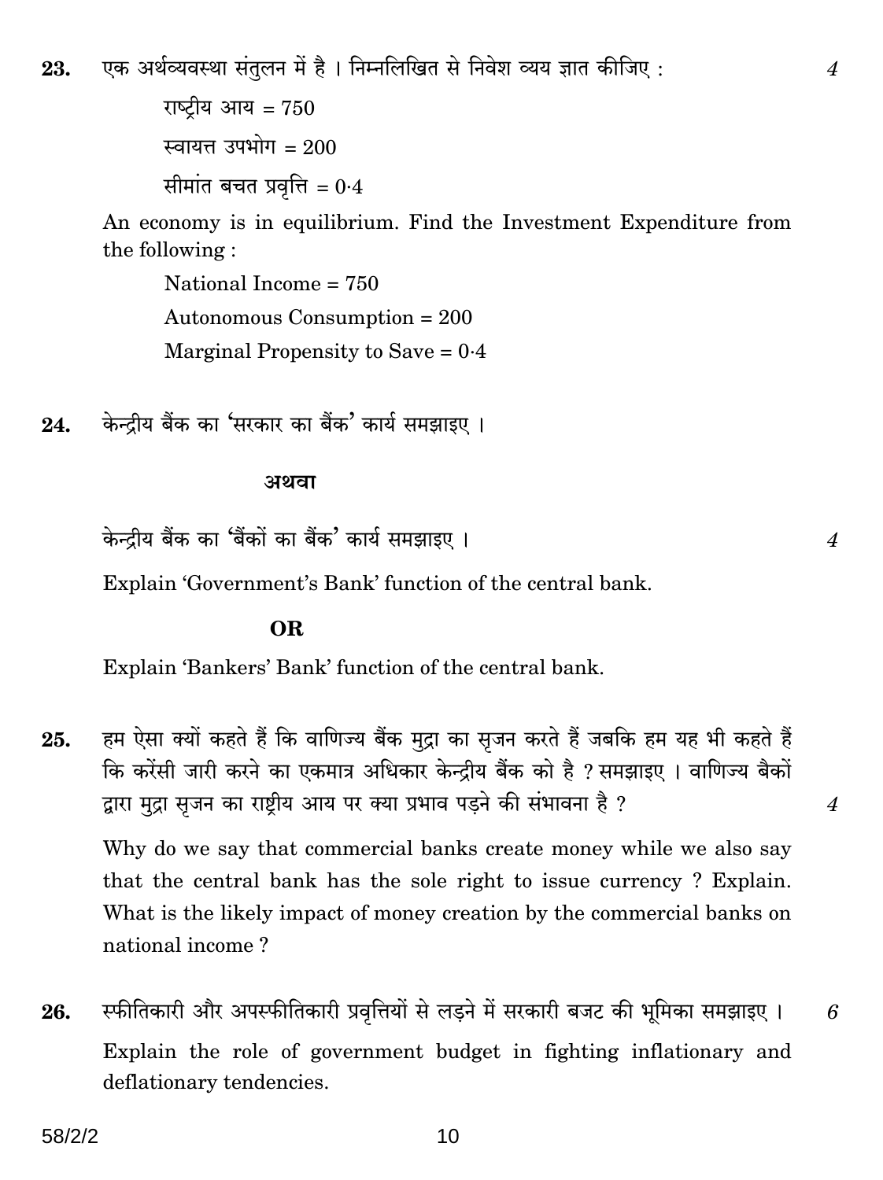**23.** एक अर्थव्यवस्था संतुलन में है । निम्नलिखित से निवेश व्यय ज्ञात कीजिए : *4*

राष्ट्रीय आय = 750

स्वायत्त उपभोग = 200

सीमांत बचत प्रवृत्ति = 0·4

An economy is in equilibrium. Find the Investment Expenditure from the following :

National Income = 750

Autonomous Consumption = 200

Marginal Propensity to Save = 0·4

**24.** केन्द्रीय बैंक का 'सरकार का बैंक' कार्य समझाइए ।

**अथवा**

केन्द्रीय बैंक का 'बैंकों का बैंक' कार्य समझाइए । *4*

Explain 'Government's Bank' function of the central bank.

**OR**

Explain 'Bankers' Bank' function of the central bank.

**25.** हम ऐसा क्यों कहते हैं कि वाणिज्य बैंक मुद्रा का सृजन करते हैं जबकि हम यह भी कहते हैं कि करेंसी जारी करने का एकमात्र अधिकार केन्द्रीय बैंक को है ? समझाइए । वाणिज्य बैंकों द्वारा मुद्रा सृजन का राष्ट्रीय आय पर क्या प्रभाव पड़ने की संभावना है ? *4*

Why do we say that commercial banks create money while we also say that the central bank has the sole right to issue currency ? Explain. What is the likely impact of money creation by the commercial banks on national income ?

**26.** स्फीतिकारी और अपस्फीतिकारी प्रवृत्तियों से लड़ने में सरकारी बजट की भूमिका समझाइए । *6*

Explain the role of government budget in fighting inflationary and deflationary tendencies.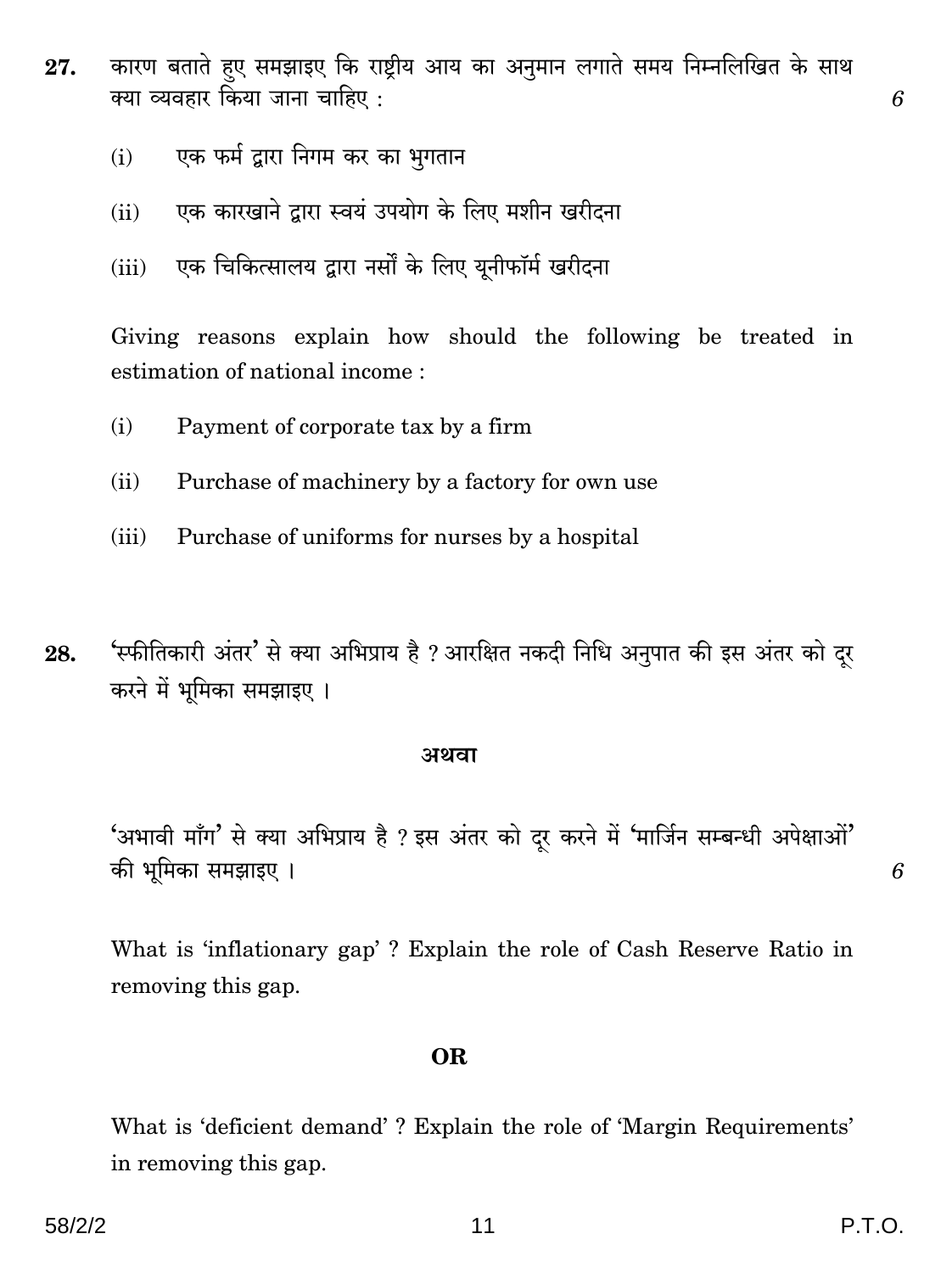27. कारण बताते हुए समझाइए कि राष्ट्रीय आय का अनुमान लगाते समय निम्नलिखित के साथ क्या व्यवहार किया जाना चाहिए : 6

(i) एक फर्म द्वारा निगम कर का भुगतान

(ii) एक कारखाने द्वारा स्वयं उपयोग के लिए मशीन खरीदना

(iii) एक चिकित्सालय द्वारा नर्सों के लिए यूनीफॉर्म खरीदना

Giving reasons explain how should the following be treated in estimation of national income :

(i) Payment of corporate tax by a firm

(ii) Purchase of machinery by a factory for own use

(iii) Purchase of uniforms for nurses by a hospital

28. 'स्फीतिकारी अंतर' से क्या अभिप्राय है ? आरक्षित नकदी निधि अनुपात की इस अंतर को दूर करने में भूमिका समझाइए ।

**अथवा**

'अभावी माँग' से क्या अभिप्राय है ? इस अंतर को दूर करने में 'मार्जिन सम्बन्धी अपेक्षाओं' की भूमिका समझाइए । 6

What is 'inflationary gap' ? Explain the role of Cash Reserve Ratio in removing this gap.

**OR**

What is 'deficient demand' ? Explain the role of 'Margin Requirements' in removing this gap.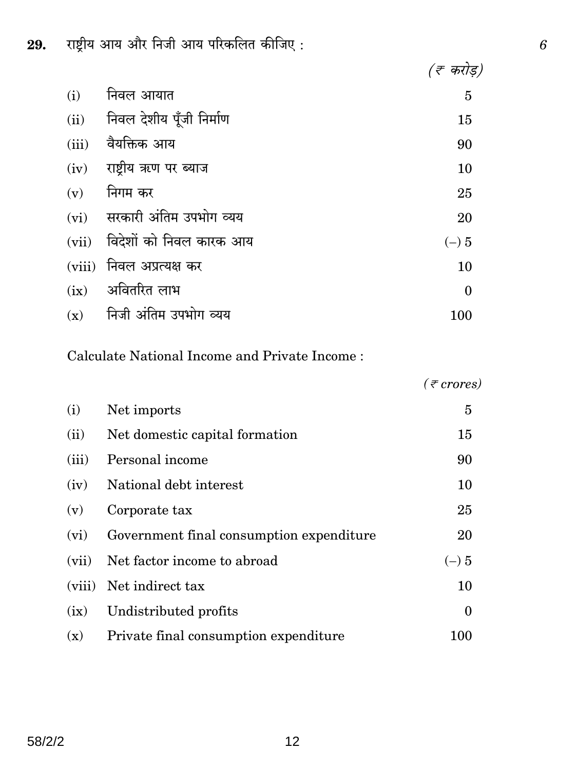**29.** राष्ट्रीय आय और निजी आय परिकलित कीजिए : 6

| | | *(₹ करोड़)* |
|---|---|---|
| (i) | निवल आयात | 5 |
| (ii) | निवल देशीय पूँजी निर्माण | 15 |
| (iii) | वैयक्तिक आय | 90 |
| (iv) | राष्ट्रीय ऋण पर ब्याज | 10 |
| (v) | निगम कर | 25 |
| (vi) | सरकारी अंतिम उपभोग व्यय | 20 |
| (vii) | विदेशों को निवल कारक आय | (–) 5 |
| (viii) | निवल अप्रत्यक्ष कर | 10 |
| (ix) | अवितरित लाभ | 0 |
| (x) | निजी अंतिम उपभोग व्यय | 100 |

Calculate National Income and Private Income :

| | | *(₹ crores)* |
|---|---|---|
| (i) | Net imports | 5 |
| (ii) | Net domestic capital formation | 15 |
| (iii) | Personal income | 90 |
| (iv) | National debt interest | 10 |
| (v) | Corporate tax | 25 |
| (vi) | Government final consumption expenditure | 20 |
| (vii) | Net factor income to abroad | (–) 5 |
| (viii) | Net indirect tax | 10 |
| (ix) | Undistributed profits | 0 |
| (x) | Private final consumption expenditure | 100 |